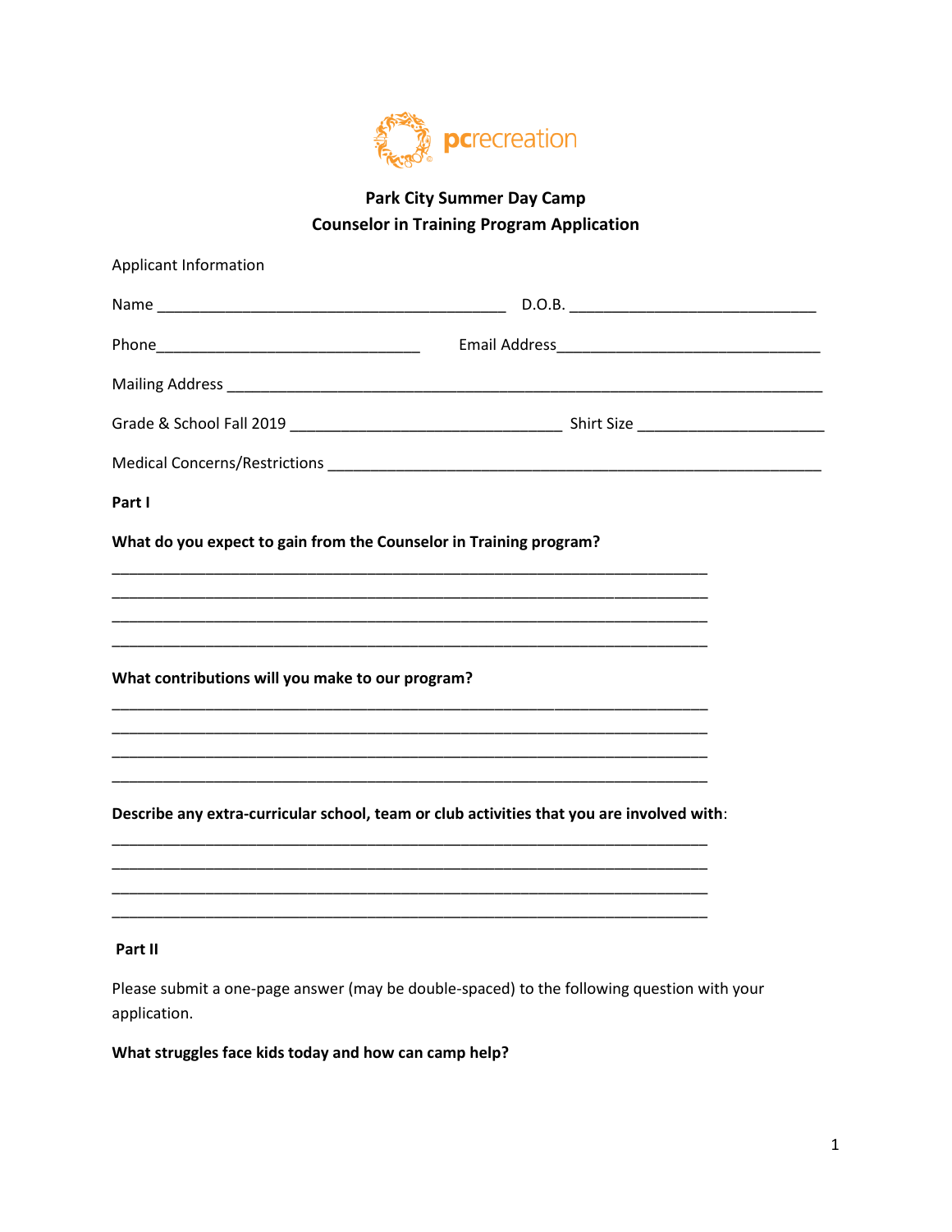pcrecreation

# Park City Summer Day Camp
## Counselor in Training Program Application

Applicant Information

Name ___________________________________________ D.O.B. ______________________________

Phone________________________________ Email Address________________________________

Mailing Address ___________________________________________________________________________

Grade & School Fall 2019 _________________________________ Shirt Size ______________________

Medical Concerns/Restrictions _____________________________________________________________

**Part I**

**What do you expect to gain from the Counselor in Training program?**

___________________________________________________________________________
___________________________________________________________________________
___________________________________________________________________________
___________________________________________________________________________

**What contributions will you make to our program?**

___________________________________________________________________________
___________________________________________________________________________
___________________________________________________________________________
___________________________________________________________________________

**Describe any extra-curricular school, team or club activities that you are involved with**:

___________________________________________________________________________
___________________________________________________________________________
___________________________________________________________________________
___________________________________________________________________________

**Part II**

Please submit a one-page answer (may be double-spaced) to the following question with your application.

**What struggles face kids today and how can camp help?**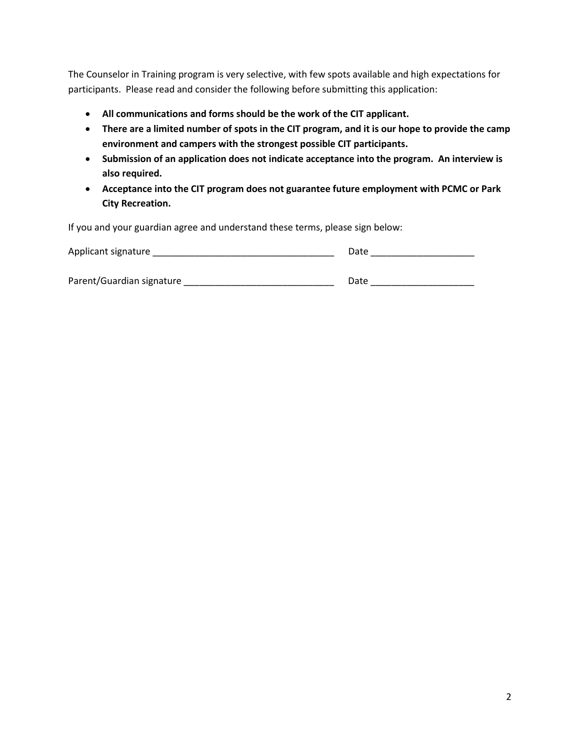The Counselor in Training program is very selective, with few spots available and high expectations for participants. Please read and consider the following before submitting this application:

- **All communications and forms should be the work of the CIT applicant.**
- **There are a limited number of spots in the CIT program, and it is our hope to provide the camp environment and campers with the strongest possible CIT participants.**
- **Submission of an application does not indicate acceptance into the program. An interview is also required.**
- **Acceptance into the CIT program does not guarantee future employment with PCMC or Park City Recreation.**

If you and your guardian agree and understand these terms, please sign below:

Applicant signature ___________________________________ Date ____________________

Parent/Guardian signature _____________________________ Date ____________________